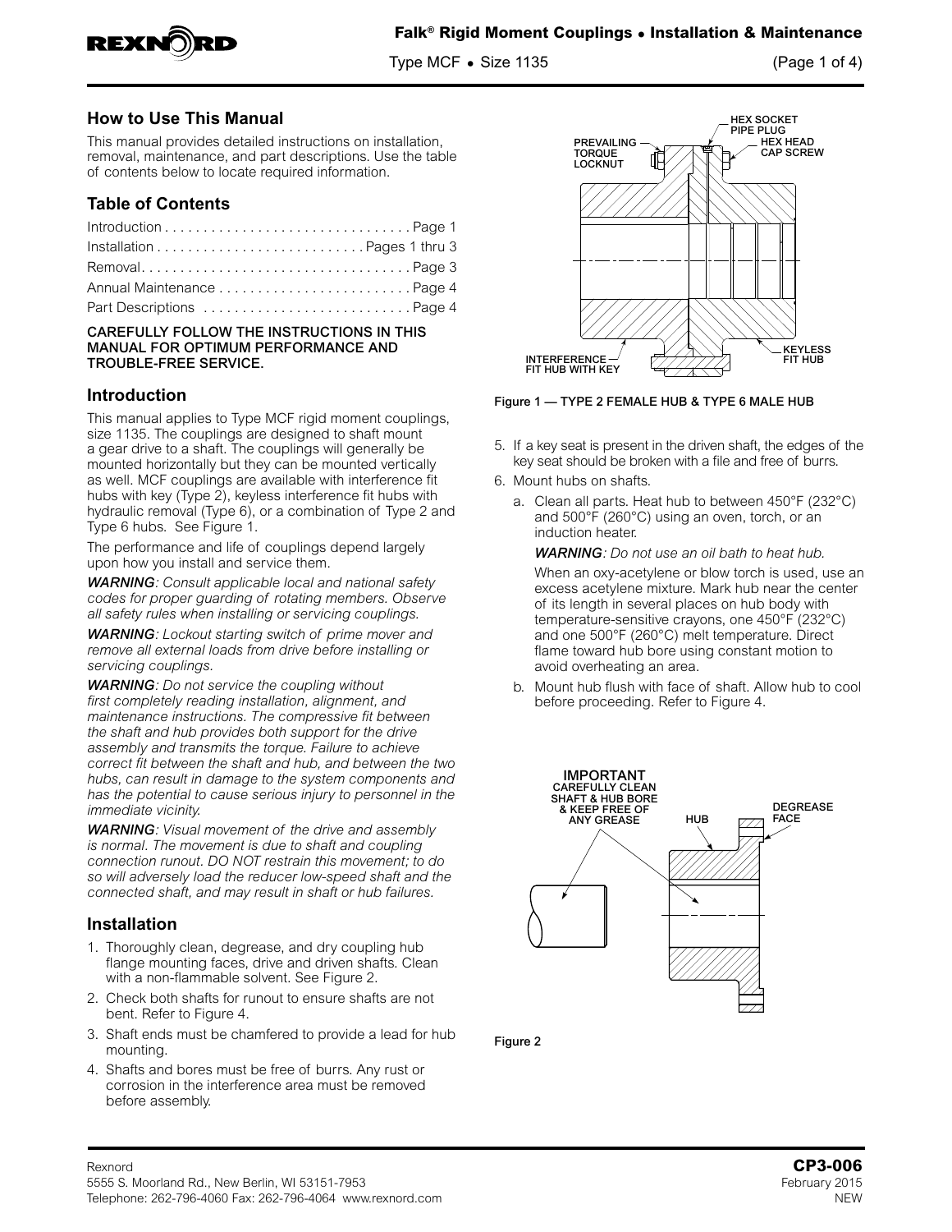## How to Use This Manual

This manual provides detailed instructions on installation, removal, maintenance, and part descriptions. Use the table of contents below to locate required information.

## Table of Contents

Introduction . . . . . . . . . . . . . . . . . . . . . . . . . . . . . . . . Page 1
Installation . . . . . . . . . . . . . . . . . . . . . . . . . . . Pages 1 thru 3
Removal. . . . . . . . . . . . . . . . . . . . . . . . . . . . . . . . . . Page 3
Annual Maintenance . . . . . . . . . . . . . . . . . . . . . . . . . Page 4
Part Descriptions . . . . . . . . . . . . . . . . . . . . . . . . . . . Page 4

**CAREFULLY FOLLOW THE INSTRUCTIONS IN THIS MANUAL FOR OPTIMUM PERFORMANCE AND TROUBLE-FREE SERVICE.**

## Introduction

This manual applies to Type MCF rigid moment couplings, size 1135. The couplings are designed to shaft mount a gear drive to a shaft. The couplings will generally be mounted horizontally but they can be mounted vertically as well. MCF couplings are available with interference fit hubs with key (Type 2), keyless interference fit hubs with hydraulic removal (Type 6), or a combination of Type 2 and Type 6 hubs. See Figure 1.

The performance and life of couplings depend largely upon how you install and service them.

***WARNING****: Consult applicable local and national safety codes for proper guarding of rotating members. Observe all safety rules when installing or servicing couplings.*

***WARNING****: Lockout starting switch of prime mover and remove all external loads from drive before installing or servicing couplings.*

***WARNING****: Do not service the coupling without first completely reading installation, alignment, and maintenance instructions. The compressive fit between the shaft and hub provides both support for the drive assembly and transmits the torque. Failure to achieve correct fit between the shaft and hub, and between the two hubs, can result in damage to the system components and has the potential to cause serious injury to personnel in the immediate vicinity.*

***WARNING****: Visual movement of the drive and assembly is normal. The movement is due to shaft and coupling connection runout. DO NOT restrain this movement; to do so will adversely load the reducer low-speed shaft and the connected shaft, and may result in shaft or hub failures.*

## Installation

1. Thoroughly clean, degrease, and dry coupling hub flange mounting faces, drive and driven shafts. Clean with a non-flammable solvent. See Figure 2.
2. Check both shafts for runout to ensure shafts are not bent. Refer to Figure 4.
3. Shaft ends must be chamfered to provide a lead for hub mounting.
4. Shafts and bores must be free of burrs. Any rust or corrosion in the interference area must be removed before assembly.

HEX SOCKET PIPE PLUG
PREVAILING TORQUE LOCKNUT
HEX HEAD CAP SCREW
INTERFERENCE FIT HUB WITH KEY
KEYLESS FIT HUB

Figure 1 — TYPE 2 FEMALE HUB & TYPE 6 MALE HUB

5. If a key seat is present in the driven shaft, the edges of the key seat should be broken with a file and free of burrs.
6. Mount hubs on shafts.
   a. Clean all parts. Heat hub to between 450°F (232°C) and 500°F (260°C) using an oven, torch, or an induction heater.

      ***WARNING****: Do not use an oil bath to heat hub.*

      When an oxy-acetylene or blow torch is used, use an excess acetylene mixture. Mark hub near the center of its length in several places on hub body with temperature-sensitive crayons, one 450°F (232°C) and one 500°F (260°C) melt temperature. Direct flame toward hub bore using constant motion to avoid overheating an area.
   b. Mount hub flush with face of shaft. Allow hub to cool before proceeding. Refer to Figure 4.

IMPORTANT
CAREFULLY CLEAN SHAFT & HUB BORE & KEEP FREE OF ANY GREASE
HUB
DEGREASE FACE

Figure 2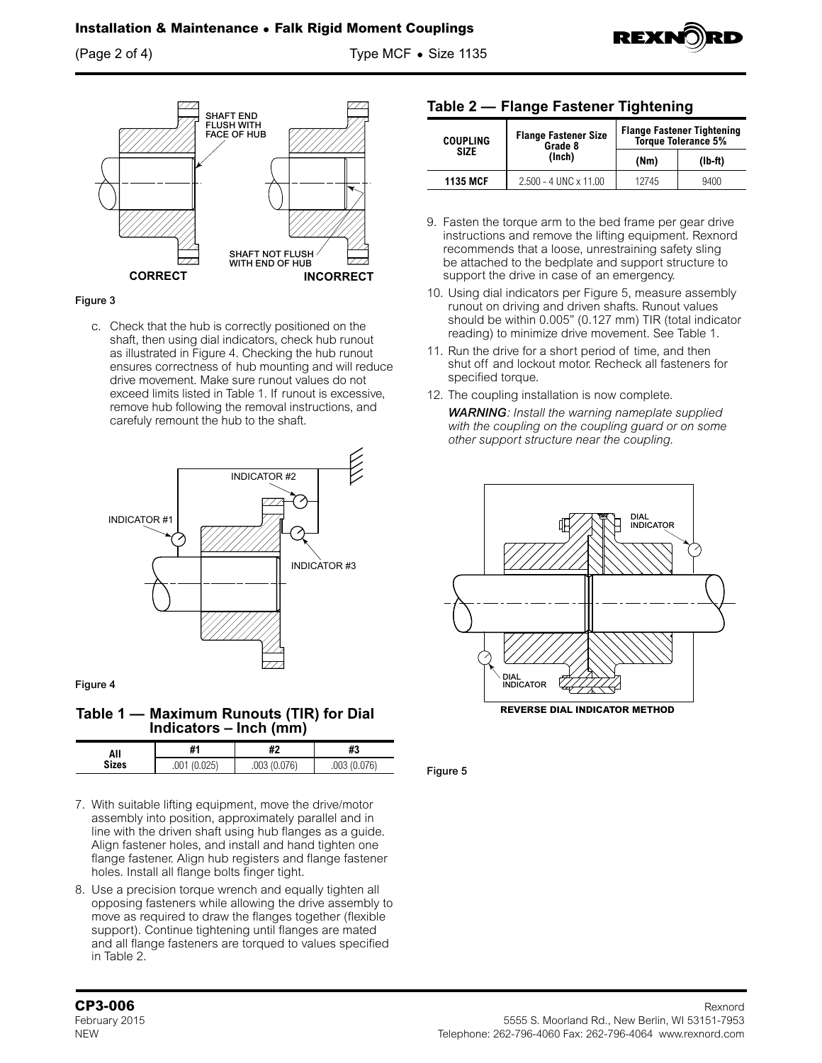Figure 3

c. Check that the hub is correctly positioned on the shaft, then using dial indicators, check hub runout as illustrated in Figure 4. Checking the hub runout ensures correctness of hub mounting and will reduce drive movement. Make sure runout values do not exceed limits listed in Table 1. If runout is excessive, remove hub following the removal instructions, and carefuly remount the hub to the shaft.

Figure 4

## Table 1 — Maximum Runouts (TIR) for Dial Indicators – Inch (mm)

| All Sizes | #1 | #2 | #3 |
|---|---|---|---|
| | .001 (0.025) | .003 (0.076) | .003 (0.076) |

7. With suitable lifting equipment, move the drive/motor assembly into position, approximately parallel and in line with the driven shaft using hub flanges as a guide. Align fastener holes, and install and hand tighten one flange fastener. Align hub registers and flange fastener holes. Install all flange bolts finger tight.
8. Use a precision torque wrench and equally tighten all opposing fasteners while allowing the drive assembly to move as required to draw the flanges together (flexible support). Continue tightening until flanges are mated and all flange fasteners are torqued to values specified in Table 2.

## Table 2 — Flange Fastener Tightening

| COUPLING SIZE | Flange Fastener Size Grade 8 (Inch) | Flange Fastener Tightening Torque Tolerance 5% | |
|---|---|---|---|
| | | (Nm) | (lb-ft) |
| **1135 MCF** | 2.500 - 4 UNC x 11.00 | 12745 | 9400 |

9. Fasten the torque arm to the bed frame per gear drive instructions and remove the lifting equipment. Rexnord recommends that a loose, unrestraining safety sling be attached to the bedplate and support structure to support the drive in case of an emergency.
10. Using dial indicators per Figure 5, measure assembly runout on driving and driven shafts. Runout values should be within 0.005" (0.127 mm) TIR (total indicator reading) to minimize drive movement. See Table 1.
11. Run the drive for a short period of time, and then shut off and lockout motor. Recheck all fasteners for specified torque.
12. The coupling installation is now complete.

    ***WARNING****: Install the warning nameplate supplied with the coupling on the coupling guard or on some other support structure near the coupling.*

**REVERSE DIAL INDICATOR METHOD**

Figure 5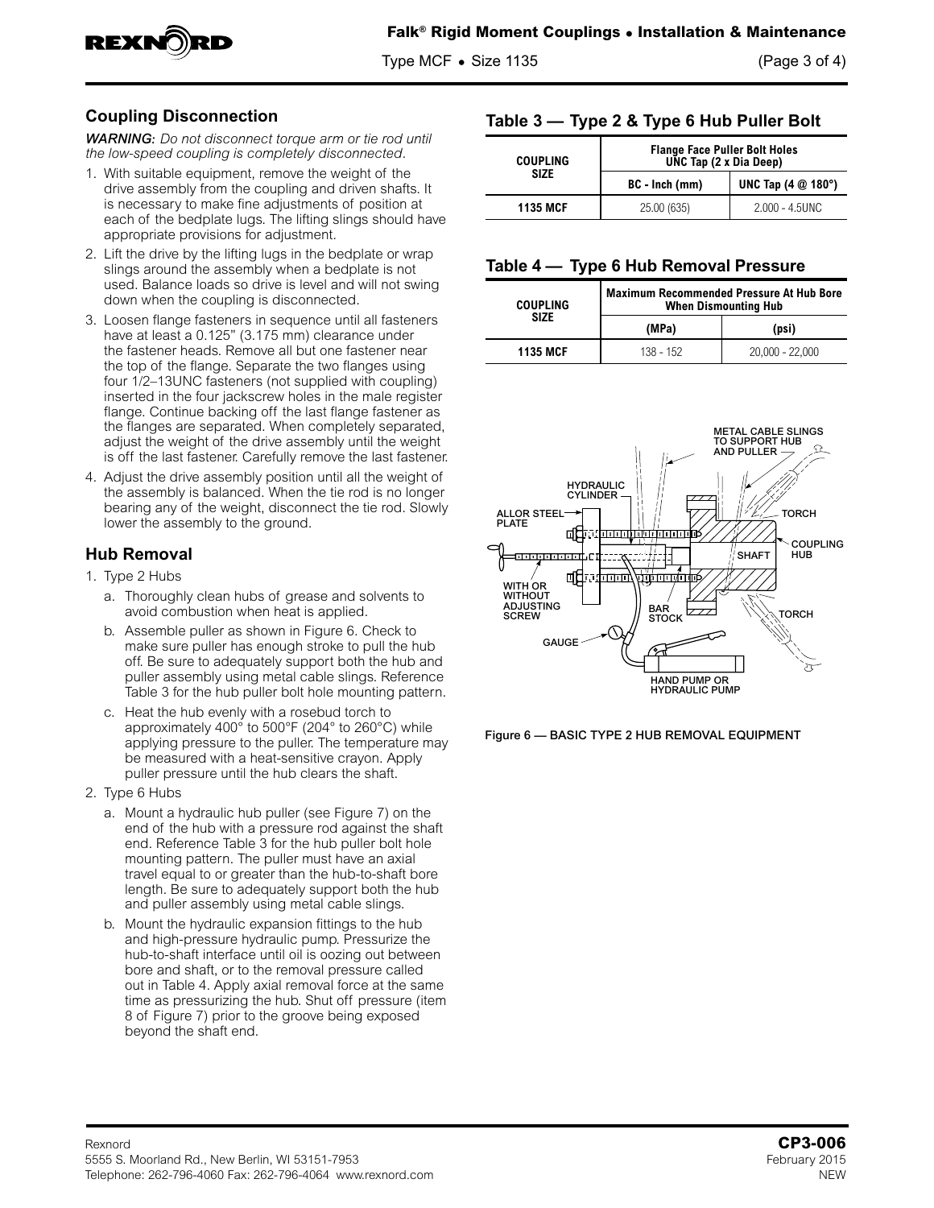## Coupling Disconnection

***WARNING:*** *Do not disconnect torque arm or tie rod until the low-speed coupling is completely disconnected.*

1. With suitable equipment, remove the weight of the drive assembly from the coupling and driven shafts. It is necessary to make fine adjustments of position at each of the bedplate lugs. The lifting slings should have appropriate provisions for adjustment.
2. Lift the drive by the lifting lugs in the bedplate or wrap slings around the assembly when a bedplate is not used. Balance loads so drive is level and will not swing down when the coupling is disconnected.
3. Loosen flange fasteners in sequence until all fasteners have at least a 0.125" (3.175 mm) clearance under the fastener heads. Remove all but one fastener near the top of the flange. Separate the two flanges using four 1/2–13UNC fasteners (not supplied with coupling) inserted in the four jackscrew holes in the male register flange. Continue backing off the last flange fastener as the flanges are separated. When completely separated, adjust the weight of the drive assembly until the weight is off the last fastener. Carefully remove the last fastener.
4. Adjust the drive assembly position until all the weight of the assembly is balanced. When the tie rod is no longer bearing any of the weight, disconnect the tie rod. Slowly lower the assembly to the ground.

## Hub Removal

1. Type 2 Hubs
   a. Thoroughly clean hubs of grease and solvents to avoid combustion when heat is applied.
   b. Assemble puller as shown in Figure 6. Check to make sure puller has enough stroke to pull the hub off. Be sure to adequately support both the hub and puller assembly using metal cable slings. Reference Table 3 for the hub puller bolt hole mounting pattern.
   c. Heat the hub evenly with a rosebud torch to approximately 400° to 500°F (204° to 260°C) while applying pressure to the puller. The temperature may be measured with a heat-sensitive crayon. Apply puller pressure until the hub clears the shaft.
2. Type 6 Hubs
   a. Mount a hydraulic hub puller (see Figure 7) on the end of the hub with a pressure rod against the shaft end. Reference Table 3 for the hub puller bolt hole mounting pattern. The puller must have an axial travel equal to or greater than the hub-to-shaft bore length. Be sure to adequately support both the hub and puller assembly using metal cable slings.
   b. Mount the hydraulic expansion fittings to the hub and high-pressure hydraulic pump. Pressurize the hub-to-shaft interface until oil is oozing out between bore and shaft, or to the removal pressure called out in Table 4. Apply axial removal force at the same time as pressurizing the hub. Shut off pressure (item 8 of Figure 7) prior to the groove being exposed beyond the shaft end.

### Table 3 — Type 2 & Type 6 Hub Puller Bolt

| COUPLING SIZE | Flange Face Puller Bolt Holes UNC Tap (2 x Dia Deep) | |
|---|---|---|
| | BC - Inch (mm) | UNC Tap (4 @ 180°) |
| 1135 MCF | 25.00 (635) | 2.000 - 4.5UNC |

### Table 4 — Type 6 Hub Removal Pressure

| COUPLING SIZE | Maximum Recommended Pressure At Hub Bore When Dismounting Hub | |
|---|---|---|
| | (MPa) | (psi) |
| 1135 MCF | 138 - 152 | 20,000 - 22,000 |

METAL CABLE SLINGS TO SUPPORT HUB AND PULLER; HYDRAULIC CYLINDER; ALLOR STEEL PLATE; TORCH; COUPLING HUB; SHAFT; WITH OR WITHOUT ADJUSTING SCREW; BAR STOCK; TORCH; GAUGE; HAND PUMP OR HYDRAULIC PUMP

Figure 6 — BASIC TYPE 2 HUB REMOVAL EQUIPMENT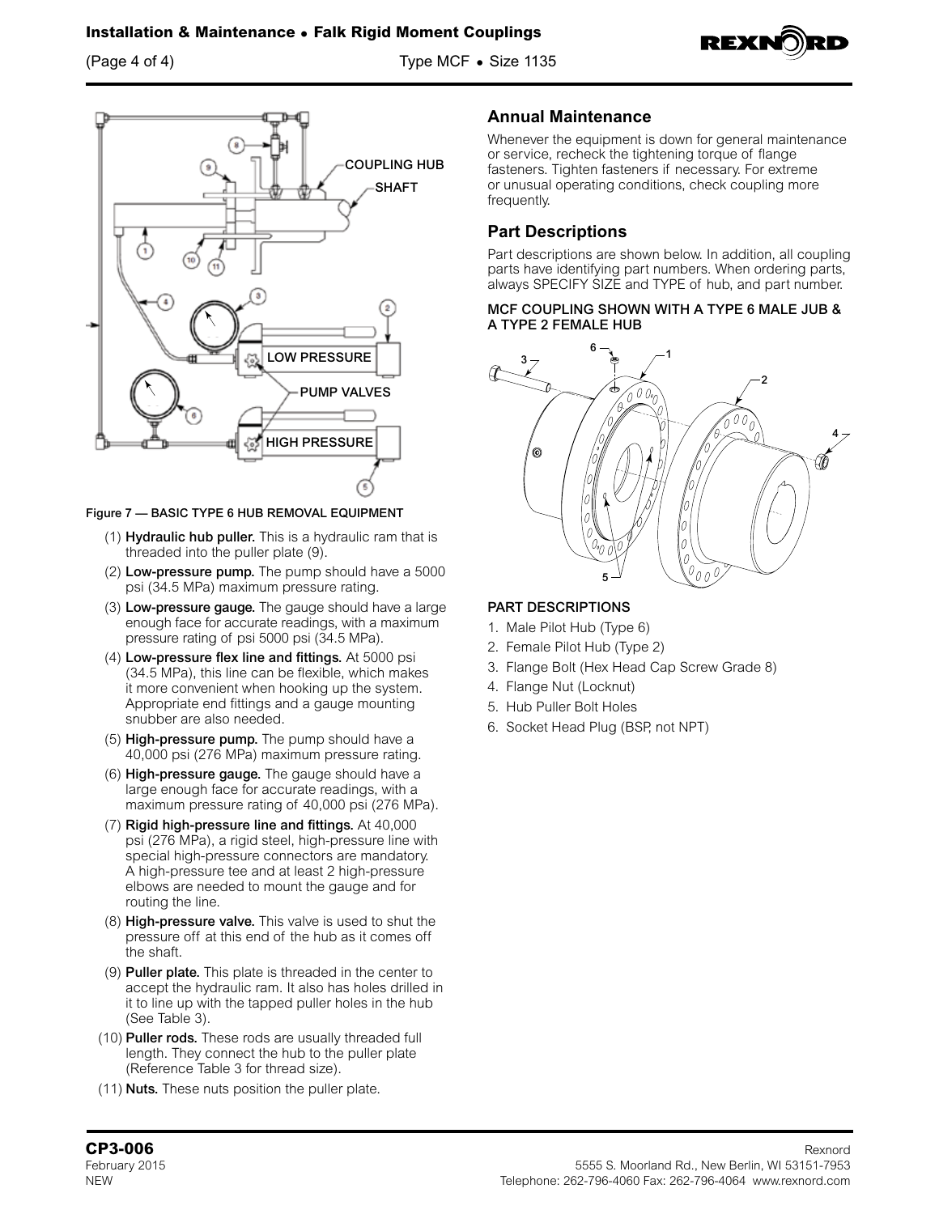COUPLING HUB

SHAFT

LOW PRESSURE

PUMP VALVES

HIGH PRESSURE

Figure 7 — BASIC TYPE 6 HUB REMOVAL EQUIPMENT

(1) **Hydraulic hub puller.** This is a hydraulic ram that is threaded into the puller plate (9).

(2) **Low-pressure pump.** The pump should have a 5000 psi (34.5 MPa) maximum pressure rating.

(3) **Low-pressure gauge.** The gauge should have a large enough face for accurate readings, with a maximum pressure rating of psi 5000 psi (34.5 MPa).

(4) **Low-pressure flex line and fittings.** At 5000 psi (34.5 MPa), this line can be flexible, which makes it more convenient when hooking up the system. Appropriate end fittings and a gauge mounting snubber are also needed.

(5) **High-pressure pump.** The pump should have a 40,000 psi (276 MPa) maximum pressure rating.

(6) **High-pressure gauge.** The gauge should have a large enough face for accurate readings, with a maximum pressure rating of 40,000 psi (276 MPa).

(7) **Rigid high-pressure line and fittings.** At 40,000 psi (276 MPa), a rigid steel, high-pressure line with special high-pressure connectors are mandatory. A high-pressure tee and at least 2 high-pressure elbows are needed to mount the gauge and for routing the line.

(8) **High-pressure valve.** This valve is used to shut the pressure off at this end of the hub as it comes off the shaft.

(9) **Puller plate.** This plate is threaded in the center to accept the hydraulic ram. It also has holes drilled in it to line up with the tapped puller holes in the hub (See Table 3).

(10) **Puller rods.** These rods are usually threaded full length. They connect the hub to the puller plate (Reference Table 3 for thread size).

(11) **Nuts.** These nuts position the puller plate.

## Annual Maintenance

Whenever the equipment is down for general maintenance or service, recheck the tightening torque of flange fasteners. Tighten fasteners if necessary. For extreme or unusual operating conditions, check coupling more frequently.

## Part Descriptions

Part descriptions are shown below. In addition, all coupling parts have identifying part numbers. When ordering parts, always SPECIFY SIZE and TYPE of hub, and part number.

MCF COUPLING SHOWN WITH A TYPE 6 MALE JUB & A TYPE 2 FEMALE HUB

PART DESCRIPTIONS

1. Male Pilot Hub (Type 6)
2. Female Pilot Hub (Type 2)
3. Flange Bolt (Hex Head Cap Screw Grade 8)
4. Flange Nut (Locknut)
5. Hub Puller Bolt Holes
6. Socket Head Plug (BSP, not NPT)

**CP3-006**
February 2015
NEW

Rexnord
5555 S. Moorland Rd., New Berlin, WI 53151-7953
Telephone: 262-796-4060 Fax: 262-796-4064 www.rexnord.com